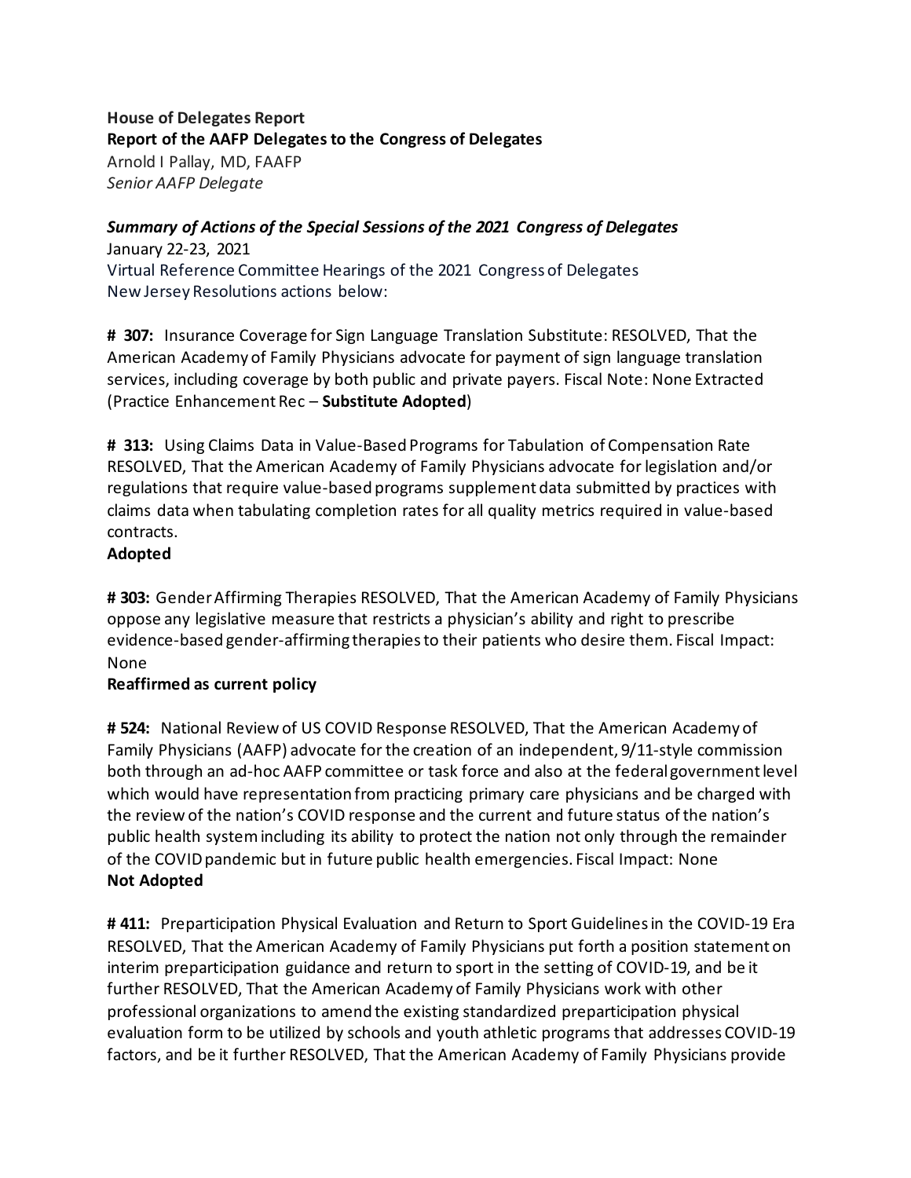**House of Delegates Report**
**Report of the AAFP Delegates to the Congress of Delegates**
Arnold I Pallay, MD, FAAFP
*Senior AAFP Delegate*

***Summary of Actions of the Special Sessions of the 2021 Congress of Delegates***
January 22-23, 2021
Virtual Reference Committee Hearings of the 2021 Congress of Delegates
New Jersey Resolutions actions below:

**# 307:** Insurance Coverage for Sign Language Translation Substitute: RESOLVED, That the American Academy of Family Physicians advocate for payment of sign language translation services, including coverage by both public and private payers. Fiscal Note: None Extracted (Practice Enhancement Rec – **Substitute Adopted**)

**# 313:** Using Claims Data in Value-Based Programs for Tabulation of Compensation Rate RESOLVED, That the American Academy of Family Physicians advocate for legislation and/or regulations that require value-based programs supplement data submitted by practices with claims data when tabulating completion rates for all quality metrics required in value-based contracts.
**Adopted**

**# 303:** Gender Affirming Therapies RESOLVED, That the American Academy of Family Physicians oppose any legislative measure that restricts a physician's ability and right to prescribe evidence-based gender-affirming therapies to their patients who desire them. Fiscal Impact: None
**Reaffirmed as current policy**

**# 524:** National Review of US COVID Response RESOLVED, That the American Academy of Family Physicians (AAFP) advocate for the creation of an independent, 9/11-style commission both through an ad-hoc AAFP committee or task force and also at the federal government level which would have representation from practicing primary care physicians and be charged with the review of the nation's COVID response and the current and future status of the nation's public health system including its ability to protect the nation not only through the remainder of the COVID pandemic but in future public health emergencies. Fiscal Impact: None
**Not Adopted**

**# 411:** Preparticipation Physical Evaluation and Return to Sport Guidelines in the COVID-19 Era RESOLVED, That the American Academy of Family Physicians put forth a position statement on interim preparticipation guidance and return to sport in the setting of COVID-19, and be it further RESOLVED, That the American Academy of Family Physicians work with other professional organizations to amend the existing standardized preparticipation physical evaluation form to be utilized by schools and youth athletic programs that addresses COVID-19 factors, and be it further RESOLVED, That the American Academy of Family Physicians provide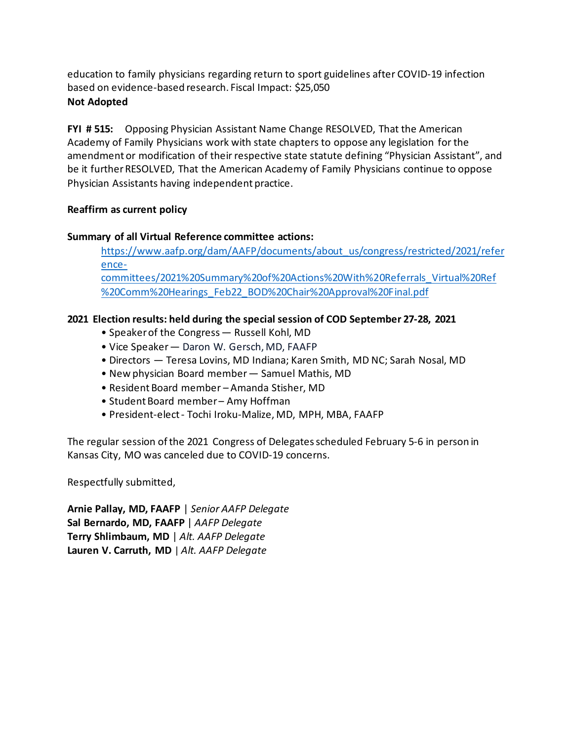education to family physicians regarding return to sport guidelines after COVID-19 infection based on evidence-based research. Fiscal Impact: $25,050
**Not Adopted**

**FYI # 515:** Opposing Physician Assistant Name Change RESOLVED, That the American Academy of Family Physicians work with state chapters to oppose any legislation for the amendment or modification of their respective state statute defining "Physician Assistant", and be it further RESOLVED, That the American Academy of Family Physicians continue to oppose Physician Assistants having independent practice.

**Reaffirm as current policy**

**Summary of all Virtual Reference committee actions:**

https://www.aafp.org/dam/AAFP/documents/about_us/congress/restricted/2021/reference-committees/2021%20Summary%20of%20Actions%20With%20Referrals_Virtual%20Ref%20Comm%20Hearings_Feb22_BOD%20Chair%20Approval%20Final.pdf

**2021 Election results: held during the special session of COD September 27-28, 2021**

- Speaker of the Congress — Russell Kohl, MD
- Vice Speaker — Daron W. Gersch, MD, FAAFP
- Directors — Teresa Lovins, MD Indiana; Karen Smith, MD NC; Sarah Nosal, MD
- New physician Board member — Samuel Mathis, MD
- Resident Board member – Amanda Stisher, MD
- Student Board member – Amy Hoffman
- President-elect - Tochi Iroku-Malize, MD, MPH, MBA, FAAFP

The regular session of the 2021 Congress of Delegates scheduled February 5-6 in person in Kansas City, MO was canceled due to COVID-19 concerns.

Respectfully submitted,

**Arnie Pallay, MD, FAAFP** | *Senior AAFP Delegate*
**Sal Bernardo, MD, FAAFP** | *AAFP Delegate*
**Terry Shlimbaum, MD** | *Alt. AAFP Delegate*
**Lauren V. Carruth, MD** | *Alt. AAFP Delegate*